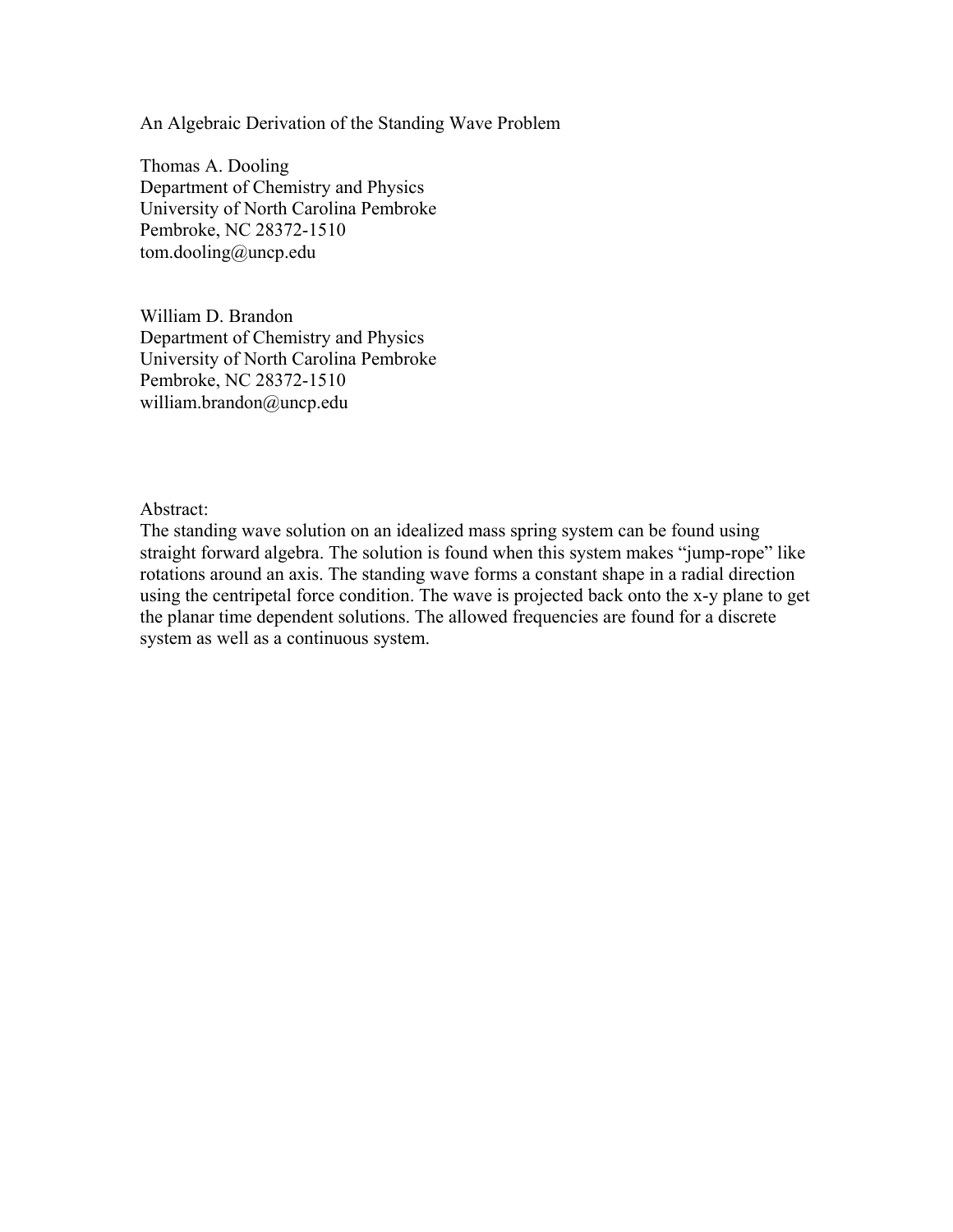# An Algebraic Derivation of the Standing Wave Problem

Thomas A. Dooling
Department of Chemistry and Physics
University of North Carolina Pembroke
Pembroke, NC 28372-1510
tom.dooling@uncp.edu

William D. Brandon
Department of Chemistry and Physics
University of North Carolina Pembroke
Pembroke, NC 28372-1510
william.brandon@uncp.edu

Abstract:
The standing wave solution on an idealized mass spring system can be found using straight forward algebra. The solution is found when this system makes “jump-rope” like rotations around an axis. The standing wave forms a constant shape in a radial direction using the centripetal force condition. The wave is projected back onto the x-y plane to get the planar time dependent solutions. The allowed frequencies are found for a discrete system as well as a continuous system.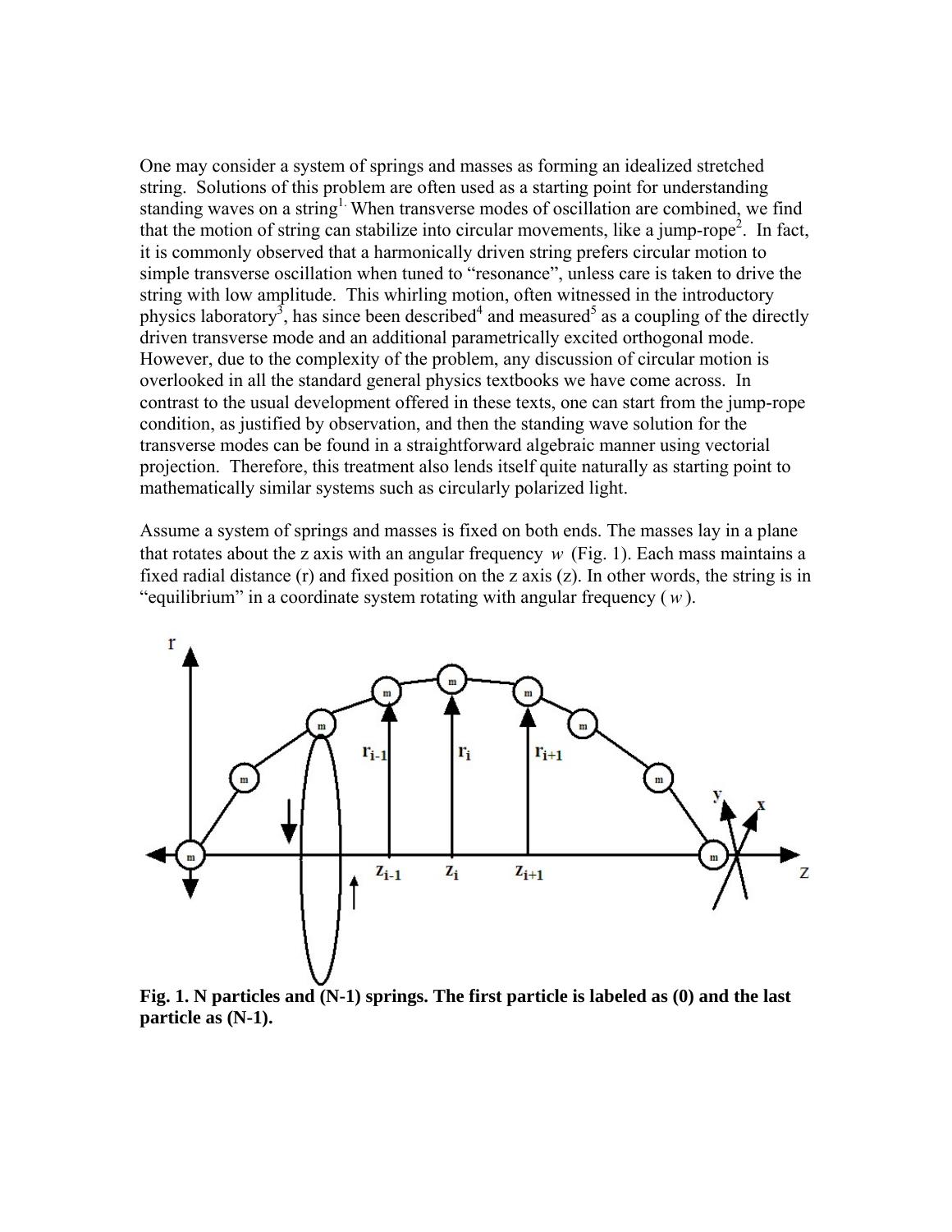One may consider a system of springs and masses as forming an idealized stretched string. Solutions of this problem are often used as a starting point for understanding standing waves on a string[1]. When transverse modes of oscillation are combined, we find that the motion of string can stabilize into circular movements, like a jump-rope[2]. In fact, it is commonly observed that a harmonically driven string prefers circular motion to simple transverse oscillation when tuned to "resonance", unless care is taken to drive the string with low amplitude. This whirling motion, often witnessed in the introductory physics laboratory[3], has since been described[4] and measured[5] as a coupling of the directly driven transverse mode and an additional parametrically excited orthogonal mode. However, due to the complexity of the problem, any discussion of circular motion is overlooked in all the standard general physics textbooks we have come across. In contrast to the usual development offered in these texts, one can start from the jump-rope condition, as justified by observation, and then the standing wave solution for the transverse modes can be found in a straightforward algebraic manner using vectorial projection. Therefore, this treatment also lends itself quite naturally as starting point to mathematically similar systems such as circularly polarized light.

Assume a system of springs and masses is fixed on both ends. The masses lay in a plane that rotates about the z axis with an angular frequency $w$ (Fig. 1). Each mass maintains a fixed radial distance (r) and fixed position on the z axis (z). In other words, the string is in "equilibrium" in a coordinate system rotating with angular frequency ($w$).

**Fig. 1. N particles and (N-1) springs. The first particle is labeled as (0) and the last particle as (N-1).**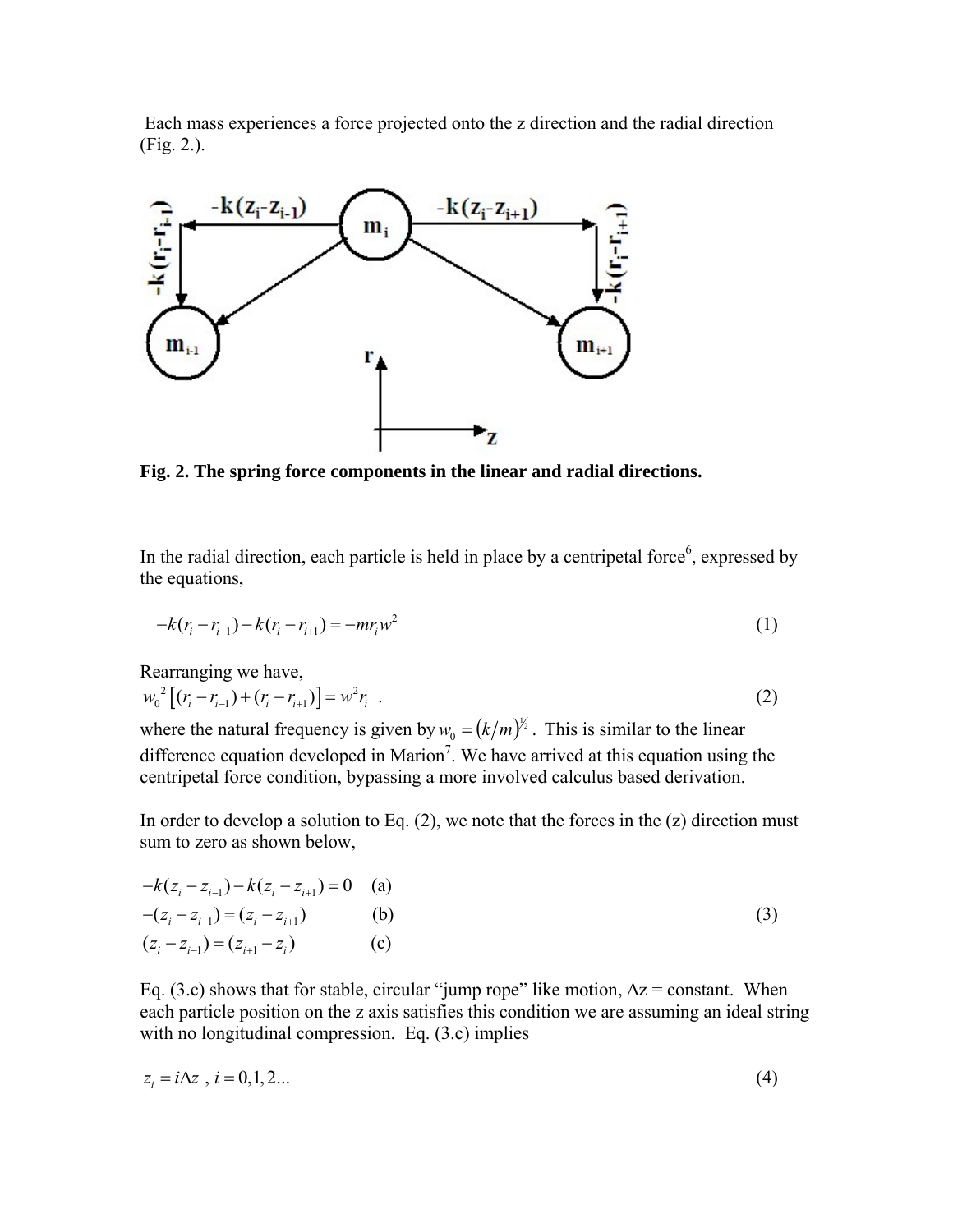Each mass experiences a force projected onto the z direction and the radial direction (Fig. 2.).

**Fig. 2. The spring force components in the linear and radial directions.**

In the radial direction, each particle is held in place by a centripetal force[6], expressed by the equations,

$$-k(r_i - r_{i-1}) - k(r_i - r_{i+1}) = -mr_i w^2 \tag{1}$$

Rearranging we have,

$$w_0^2\left[(r_i - r_{i-1}) + (r_i - r_{i+1})\right] = w^2 r_i \ . \tag{2}$$

where the natural frequency is given by $w_0 = (k/m)^{1/2}$. This is similar to the linear difference equation developed in Marion[7]. We have arrived at this equation using the centripetal force condition, bypassing a more involved calculus based derivation.

In order to develop a solution to Eq. (2), we note that the forces in the (z) direction must sum to zero as shown below,

$$
\begin{aligned}
&-k(z_i - z_{i-1}) - k(z_i - z_{i+1}) = 0 \quad &\text{(a)}\\
&-(z_i - z_{i-1}) = (z_i - z_{i+1}) \quad &\text{(b)}\\
&(z_i - z_{i-1}) = (z_{i+1} - z_i) \quad &\text{(c)}
\end{aligned}
\tag{3}
$$

Eq. (3.c) shows that for stable, circular "jump rope" like motion, $\Delta z$ = constant. When each particle position on the z axis satisfies this condition we are assuming an ideal string with no longitudinal compression. Eq. (3.c) implies

$$z_i = i\Delta z \ , \ i = 0,1,2... \tag{4}$$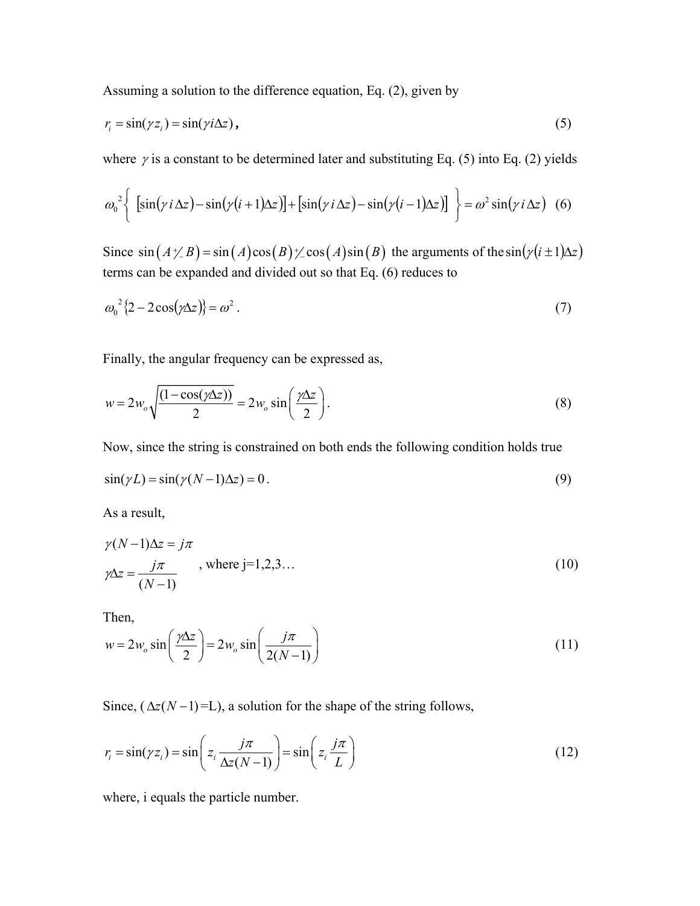Assuming a solution to the difference equation, Eq. (2), given by

$$r_i = \sin(\gamma z_i) = \sin(\gamma i \Delta z)\,, \tag{5}$$

where $\gamma$ is a constant to be determined later and substituting Eq. (5) into Eq. (2) yields

$$\omega_0^{\,2}\left\{\ \left[\sin(\gamma\, i\,\Delta z) - \sin(\gamma(i+1)\Delta z)\right] + \left[\sin(\gamma\, i\,\Delta z) - \sin(\gamma(i-1)\Delta z)\right]\ \right\} = \omega^2 \sin(\gamma\, i\,\Delta z) \tag{6}$$

Since $\sin(A \pm B) = \sin(A)\cos(B) \pm \cos(A)\sin(B)$ the arguments of the $\sin(\gamma(i \pm 1)\Delta z)$ terms can be expanded and divided out so that Eq. (6) reduces to

$$\omega_0^{\,2}\left\{2 - 2\cos(\gamma \Delta z)\right\} = \omega^2\,. \tag{7}$$

Finally, the angular frequency can be expressed as,

$$w = 2w_o\sqrt{\frac{(1-\cos(\gamma \Delta z))}{2}} = 2w_o \sin\left(\frac{\gamma \Delta z}{2}\right). \tag{8}$$

Now, since the string is constrained on both ends the following condition holds true

$$\sin(\gamma L) = \sin(\gamma (N-1)\Delta z) = 0\,. \tag{9}$$

As a result,

$$\gamma (N-1)\Delta z = j\pi$$

$$\gamma \Delta z = \frac{j\pi}{(N-1)} \quad \text{, where j=1,2,3…} \tag{10}$$

Then,

$$w = 2w_o \sin\left(\frac{\gamma \Delta z}{2}\right) = 2w_o \sin\left(\frac{j\pi}{2(N-1)}\right) \tag{11}$$

Since, ($\Delta z(N-1)$=L), a solution for the shape of the string follows,

$$r_i = \sin(\gamma z_i) = \sin\left(z_i \frac{j\pi}{\Delta z(N-1)}\right) = \sin\left(z_i \frac{j\pi}{L}\right) \tag{12}$$

where, i equals the particle number.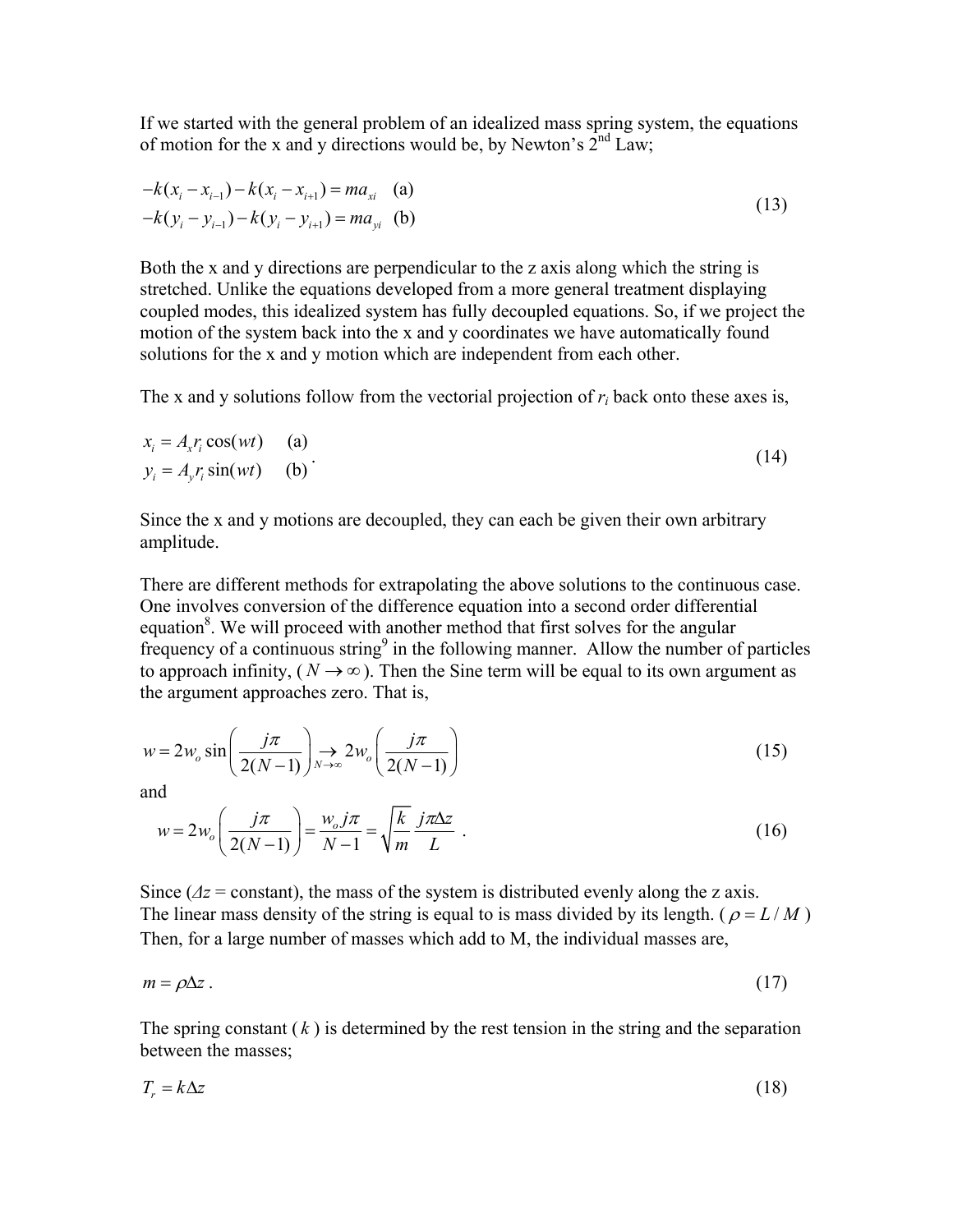If we started with the general problem of an idealized mass spring system, the equations of motion for the x and y directions would be, by Newton's 2nd Law;

$$
\begin{aligned}
-k(x_i - x_{i-1}) - k(x_i - x_{i+1}) &= ma_{xi} \quad \text{(a)} \\
-k(y_i - y_{i-1}) - k(y_i - y_{i+1}) &= ma_{yi} \quad \text{(b)}
\end{aligned}
\tag{13}
$$

Both the x and y directions are perpendicular to the z axis along which the string is stretched. Unlike the equations developed from a more general treatment displaying coupled modes, this idealized system has fully decoupled equations. So, if we project the motion of the system back into the x and y coordinates we have automatically found solutions for the x and y motion which are independent from each other.

The x and y solutions follow from the vectorial projection of $r_i$ back onto these axes is,

$$
\begin{aligned}
x_i &= A_x r_i \cos(wt) \quad \text{(a)} \\
y_i &= A_y r_i \sin(wt) \quad \text{(b)}
\end{aligned}
.
\tag{14}
$$

Since the x and y motions are decoupled, they can each be given their own arbitrary amplitude.

There are different methods for extrapolating the above solutions to the continuous case. One involves conversion of the difference equation into a second order differential equation[8]. We will proceed with another method that first solves for the angular frequency of a continuous string[9] in the following manner. Allow the number of particles to approach infinity, ( $N \to \infty$ ). Then the Sine term will be equal to its own argument as the argument approaches zero. That is,

$$
w = 2w_o \sin\left(\frac{j\pi}{2(N-1)}\right) \underset{N\to\infty}{\rightarrow} 2w_o\left(\frac{j\pi}{2(N-1)}\right)
\tag{15}
$$

and

$$
w = 2w_o\left(\frac{j\pi}{2(N-1)}\right) = \frac{w_o j\pi}{N-1} = \sqrt{\frac{k}{m}}\,\frac{j\pi\Delta z}{L} \;.
\tag{16}
$$

Since ($\Delta z$ = constant), the mass of the system is distributed evenly along the z axis. The linear mass density of the string is equal to is mass divided by its length. ( $\rho = L/M$ ) Then, for a large number of masses which add to M, the individual masses are,

$$
m = \rho\Delta z \,.
\tag{17}
$$

The spring constant ( $k$ ) is determined by the rest tension in the string and the separation between the masses;

$$
T_r = k\Delta z
\tag{18}
$$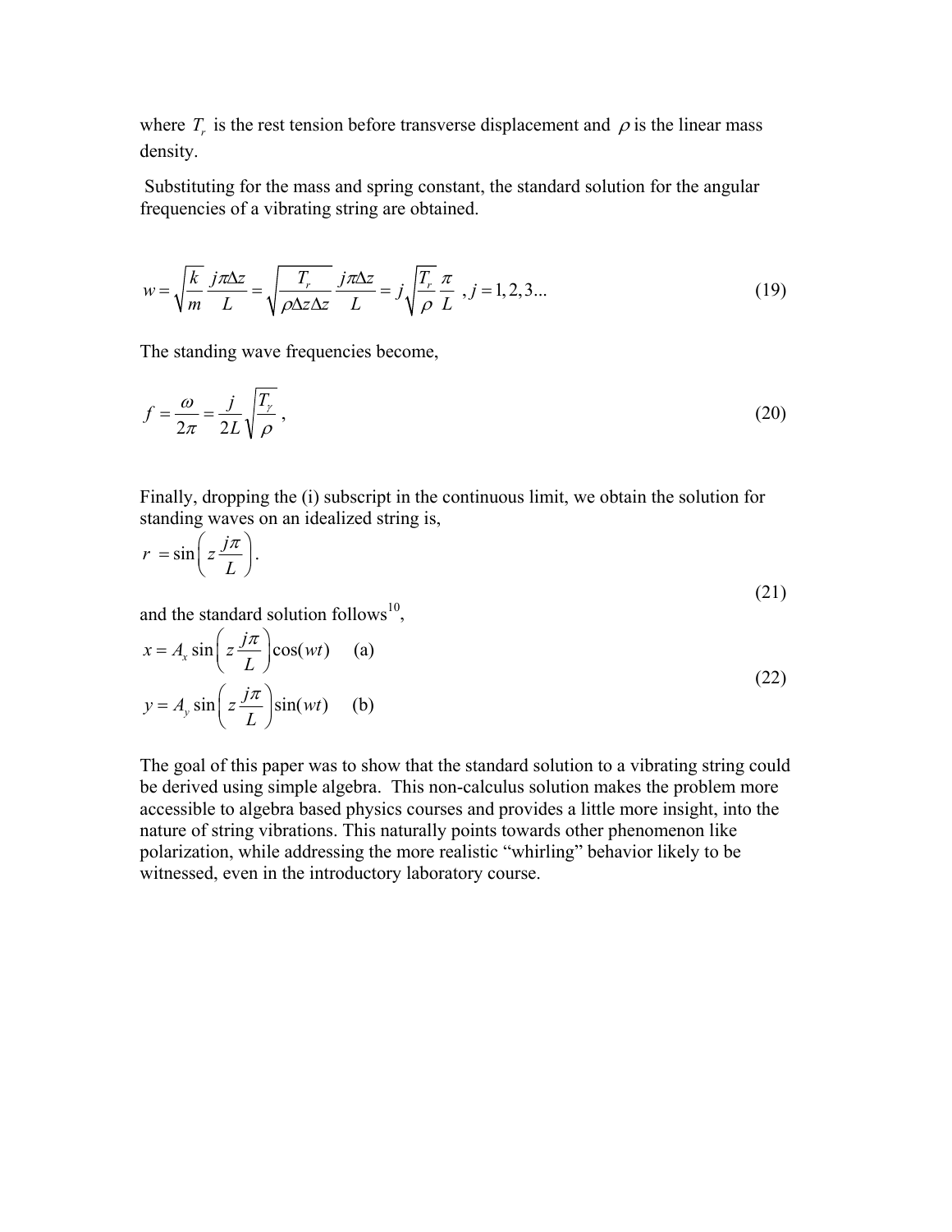where $T_r$ is the rest tension before transverse displacement and $\rho$ is the linear mass density.

Substituting for the mass and spring constant, the standard solution for the angular frequencies of a vibrating string are obtained.

$$w = \sqrt{\frac{k}{m}}\frac{j\pi\Delta z}{L} = \sqrt{\frac{T_r}{\rho\Delta z\Delta z}}\frac{j\pi\Delta z}{L} = j\sqrt{\frac{T_r}{\rho}}\frac{\pi}{L} \quad , j = 1,2,3... \tag{19}$$

The standing wave frequencies become,

$$f = \frac{\omega}{2\pi} = \frac{j}{2L}\sqrt{\frac{T_\gamma}{\rho}} , \tag{20}$$

Finally, dropping the (i) subscript in the continuous limit, we obtain the solution for standing waves on an idealized string is,

$$r = \sin\left(z\frac{j\pi}{L}\right). \tag{21}$$

and the standard solution follows[10],

$$\begin{aligned} x &= A_x \sin\left(z\frac{j\pi}{L}\right)\cos(wt) \quad \text{(a)} \\ y &= A_y \sin\left(z\frac{j\pi}{L}\right)\sin(wt) \quad \text{(b)} \end{aligned} \tag{22}$$

The goal of this paper was to show that the standard solution to a vibrating string could be derived using simple algebra. This non-calculus solution makes the problem more accessible to algebra based physics courses and provides a little more insight, into the nature of string vibrations. This naturally points towards other phenomenon like polarization, while addressing the more realistic "whirling" behavior likely to be witnessed, even in the introductory laboratory course.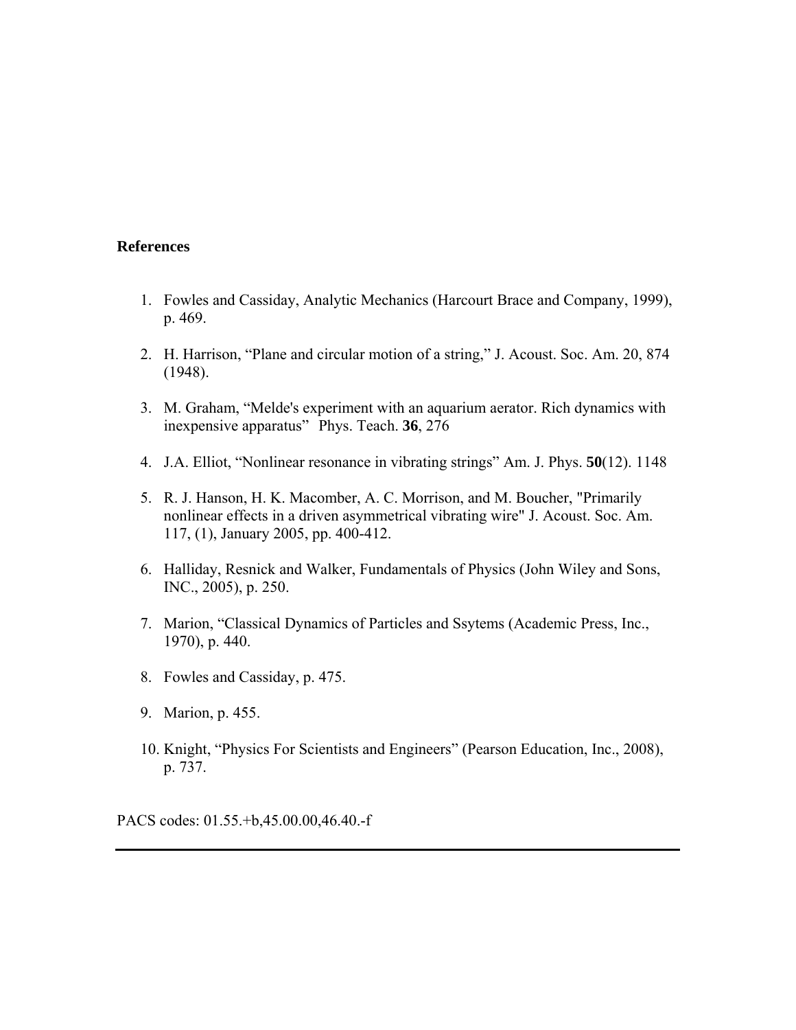## References

1. Fowles and Cassiday, Analytic Mechanics (Harcourt Brace and Company, 1999), p. 469.

2. H. Harrison, "Plane and circular motion of a string," J. Acoust. Soc. Am. 20, 874 (1948).

3. M. Graham, "Melde's experiment with an aquarium aerator. Rich dynamics with inexpensive apparatus" Phys. Teach. **36**, 276

4. J.A. Elliot, "Nonlinear resonance in vibrating strings" Am. J. Phys. **50**(12). 1148

5. R. J. Hanson, H. K. Macomber, A. C. Morrison, and M. Boucher, "Primarily nonlinear effects in a driven asymmetrical vibrating wire" J. Acoust. Soc. Am. 117, (1), January 2005, pp. 400-412.

6. Halliday, Resnick and Walker, Fundamentals of Physics (John Wiley and Sons, INC., 2005), p. 250.

7. Marion, "Classical Dynamics of Particles and Ssytems (Academic Press, Inc., 1970), p. 440.

8. Fowles and Cassiday, p. 475.

9. Marion, p. 455.

10. Knight, "Physics For Scientists and Engineers" (Pearson Education, Inc., 2008), p. 737.

PACS codes: 01.55.+b,45.00.00,46.40.-f